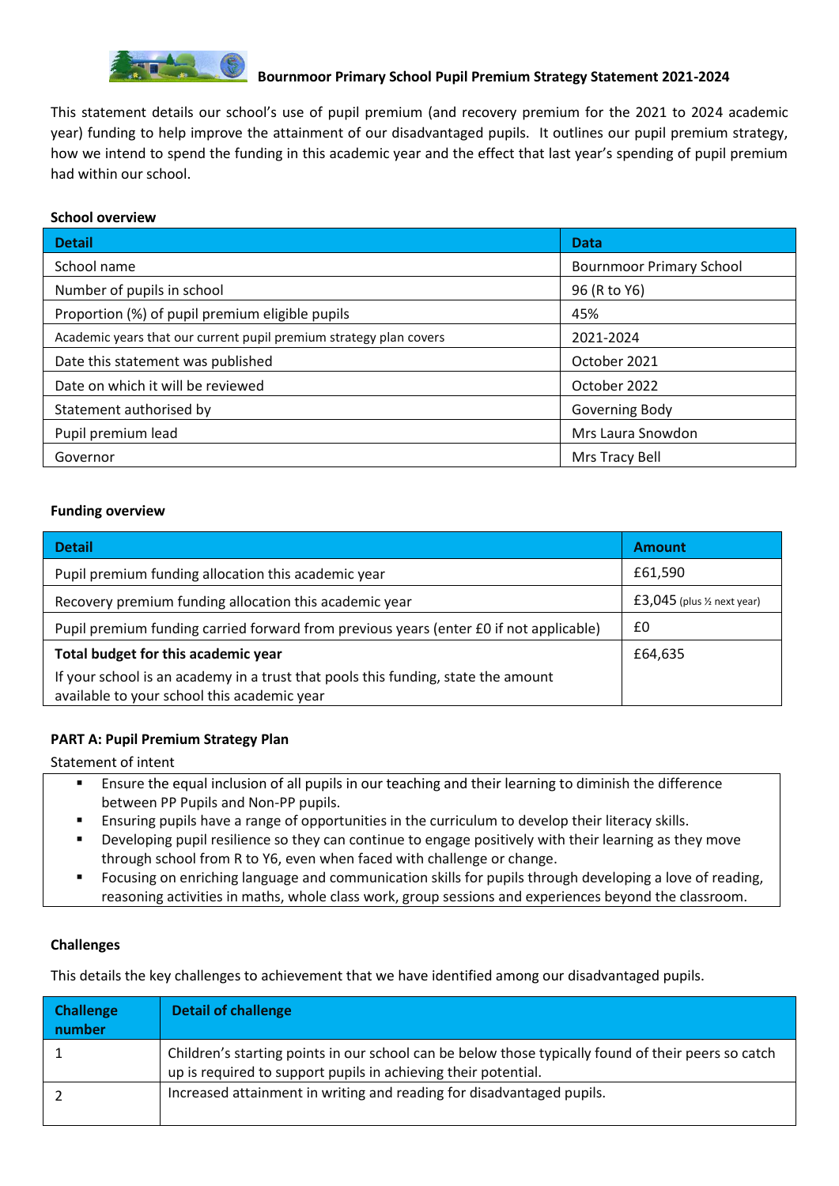# Bournmoor Primary School Pupil Premium Strategy Statement 2021-2024

This statement details our school's use of pupil premium (and recovery premium for the 2021 to 2024 academic year) funding to help improve the attainment of our disadvantaged pupils. It outlines our pupil premium strategy, how we intend to spend the funding in this academic year and the effect that last year's spending of pupil premium had within our school.

**School overview**

| Detail | Data |
|---|---|
| School name | Bournmoor Primary School |
| Number of pupils in school | 96 (R to Y6) |
| Proportion (%) of pupil premium eligible pupils | 45% |
| Academic years that our current pupil premium strategy plan covers | 2021-2024 |
| Date this statement was published | October 2021 |
| Date on which it will be reviewed | October 2022 |
| Statement authorised by | Governing Body |
| Pupil premium lead | Mrs Laura Snowdon |
| Governor | Mrs Tracy Bell |

**Funding overview**

| Detail | Amount |
|---|---|
| Pupil premium funding allocation this academic year | £61,590 |
| Recovery premium funding allocation this academic year | £3,045 (plus ½ next year) |
| Pupil premium funding carried forward from previous years (enter £0 if not applicable) | £0 |
| **Total budget for this academic year**<br>If your school is an academy in a trust that pools this funding, state the amount available to your school this academic year | £64,635 |

**PART A: Pupil Premium Strategy Plan**

Statement of intent

- Ensure the equal inclusion of all pupils in our teaching and their learning to diminish the difference between PP Pupils and Non-PP pupils.
- Ensuring pupils have a range of opportunities in the curriculum to develop their literacy skills.
- Developing pupil resilience so they can continue to engage positively with their learning as they move through school from R to Y6, even when faced with challenge or change.
- Focusing on enriching language and communication skills for pupils through developing a love of reading, reasoning activities in maths, whole class work, group sessions and experiences beyond the classroom.

**Challenges**

This details the key challenges to achievement that we have identified among our disadvantaged pupils.

| Challenge number | Detail of challenge |
|---|---|
| 1 | Children's starting points in our school can be below those typically found of their peers so catch up is required to support pupils in achieving their potential. |
| 2 | Increased attainment in writing and reading for disadvantaged pupils. |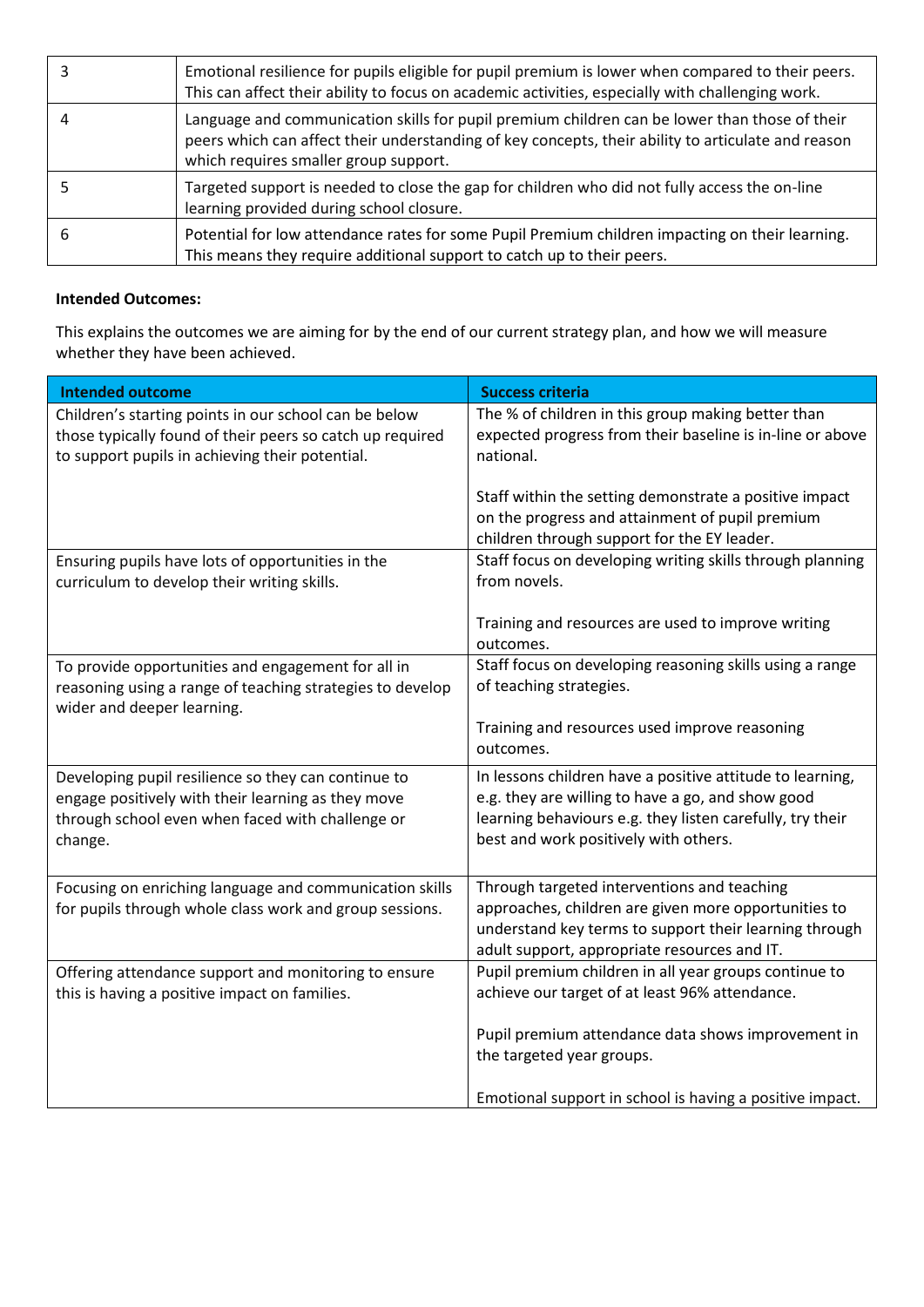| 3 | Emotional resilience for pupils eligible for pupil premium is lower when compared to their peers. This can affect their ability to focus on academic activities, especially with challenging work. |
|---|---|
| 4 | Language and communication skills for pupil premium children can be lower than those of their peers which can affect their understanding of key concepts, their ability to articulate and reason which requires smaller group support. |
| 5 | Targeted support is needed to close the gap for children who did not fully access the on-line learning provided during school closure. |
| 6 | Potential for low attendance rates for some Pupil Premium children impacting on their learning. This means they require additional support to catch up to their peers. |

**Intended Outcomes:**

This explains the outcomes we are aiming for by the end of our current strategy plan, and how we will measure whether they have been achieved.

| Intended outcome | Success criteria |
|---|---|
| Children's starting points in our school can be below those typically found of their peers so catch up required to support pupils in achieving their potential. | The % of children in this group making better than expected progress from their baseline is in-line or above national.<br><br>Staff within the setting demonstrate a positive impact on the progress and attainment of pupil premium children through support for the EY leader. |
| Ensuring pupils have lots of opportunities in the curriculum to develop their writing skills. | Staff focus on developing writing skills through planning from novels.<br><br>Training and resources are used to improve writing outcomes. |
| To provide opportunities and engagement for all in reasoning using a range of teaching strategies to develop wider and deeper learning. | Staff focus on developing reasoning skills using a range of teaching strategies.<br><br>Training and resources used improve reasoning outcomes. |
| Developing pupil resilience so they can continue to engage positively with their learning as they move through school even when faced with challenge or change. | In lessons children have a positive attitude to learning, e.g. they are willing to have a go, and show good learning behaviours e.g. they listen carefully, try their best and work positively with others. |
| Focusing on enriching language and communication skills for pupils through whole class work and group sessions. | Through targeted interventions and teaching approaches, children are given more opportunities to understand key terms to support their learning through adult support, appropriate resources and IT. |
| Offering attendance support and monitoring to ensure this is having a positive impact on families. | Pupil premium children in all year groups continue to achieve our target of at least 96% attendance.<br><br>Pupil premium attendance data shows improvement in the targeted year groups.<br><br>Emotional support in school is having a positive impact. |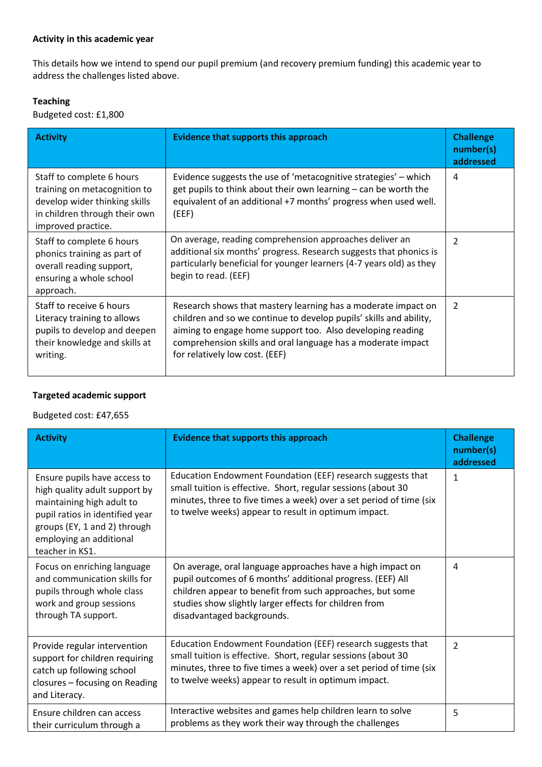**Activity in this academic year**

This details how we intend to spend our pupil premium (and recovery premium funding) this academic year to address the challenges listed above.

**Teaching**

Budgeted cost: £1,800

| Activity | Evidence that supports this approach | Challenge number(s) addressed |
| --- | --- | --- |
| Staff to complete 6 hours training on metacognition to develop wider thinking skills in children through their own improved practice. | Evidence suggests the use of 'metacognitive strategies' – which get pupils to think about their own learning – can be worth the equivalent of an additional +7 months' progress when used well. (EEF) | 4 |
| Staff to complete 6 hours phonics training as part of overall reading support, ensuring a whole school approach. | On average, reading comprehension approaches deliver an additional six months' progress. Research suggests that phonics is particularly beneficial for younger learners (4-7 years old) as they begin to read. (EEF) | 2 |
| Staff to receive 6 hours Literacy training to allows pupils to develop and deepen their knowledge and skills at writing. | Research shows that mastery learning has a moderate impact on children and so we continue to develop pupils' skills and ability, aiming to engage home support too. Also developing reading comprehension skills and oral language has a moderate impact for relatively low cost. (EEF) | 2 |

**Targeted academic support**

Budgeted cost: £47,655

| Activity | Evidence that supports this approach | Challenge number(s) addressed |
| --- | --- | --- |
| Ensure pupils have access to high quality adult support by maintaining high adult to pupil ratios in identified year groups (EY, 1 and 2) through employing an additional teacher in KS1. | Education Endowment Foundation (EEF) research suggests that small tuition is effective. Short, regular sessions (about 30 minutes, three to five times a week) over a set period of time (six to twelve weeks) appear to result in optimum impact. | 1 |
| Focus on enriching language and communication skills for pupils through whole class work and group sessions through TA support. | On average, oral language approaches have a high impact on pupil outcomes of 6 months' additional progress. (EEF) All children appear to benefit from such approaches, but some studies show slightly larger effects for children from disadvantaged backgrounds. | 4 |
| Provide regular intervention support for children requiring catch up following school closures – focusing on Reading and Literacy. | Education Endowment Foundation (EEF) research suggests that small tuition is effective. Short, regular sessions (about 30 minutes, three to five times a week) over a set period of time (six to twelve weeks) appear to result in optimum impact. | 2 |
| Ensure children can access their curriculum through a | Interactive websites and games help children learn to solve problems as they work their way through the challenges | 5 |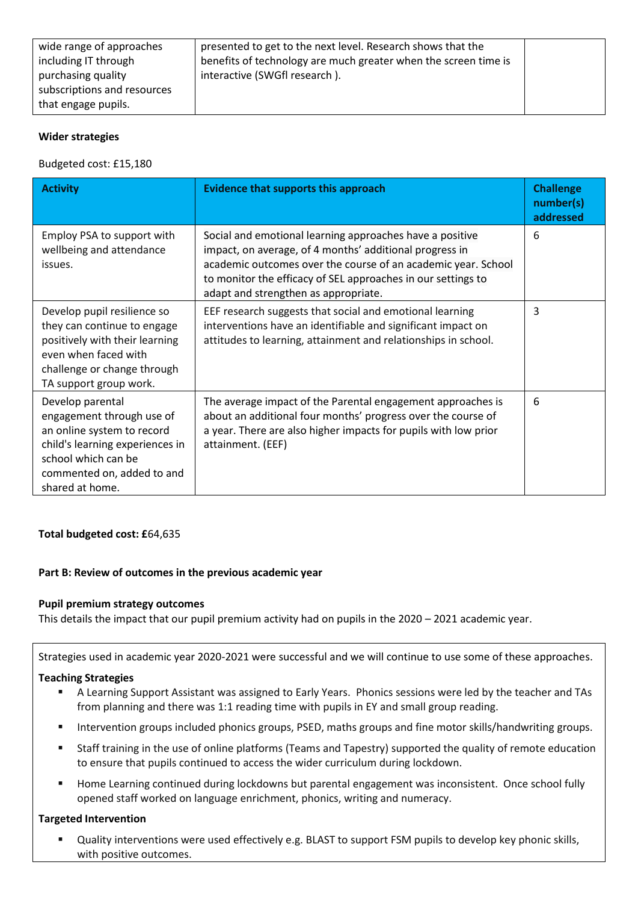| | | |
|---|---|---|
| wide range of approaches including IT through purchasing quality subscriptions and resources that engage pupils. | presented to get to the next level. Research shows that the benefits of technology are much greater when the screen time is interactive (SWGfl research ). | |

**Wider strategies**

Budgeted cost: £15,180

| Activity | Evidence that supports this approach | Challenge number(s) addressed |
|---|---|---|
| Employ PSA to support with wellbeing and attendance issues. | Social and emotional learning approaches have a positive impact, on average, of 4 months' additional progress in academic outcomes over the course of an academic year. School to monitor the efficacy of SEL approaches in our settings to adapt and strengthen as appropriate. | 6 |
| Develop pupil resilience so they can continue to engage positively with their learning even when faced with challenge or change through TA support group work. | EEF research suggests that social and emotional learning interventions have an identifiable and significant impact on attitudes to learning, attainment and relationships in school. | 3 |
| Develop parental engagement through use of an online system to record child's learning experiences in school which can be commented on, added to and shared at home. | The average impact of the Parental engagement approaches is about an additional four months' progress over the course of a year. There are also higher impacts for pupils with low prior attainment. (EEF) | 6 |

**Total budgeted cost: £**64,635

**Part B: Review of outcomes in the previous academic year**

**Pupil premium strategy outcomes**

This details the impact that our pupil premium activity had on pupils in the 2020 – 2021 academic year.

Strategies used in academic year 2020-2021 were successful and we will continue to use some of these approaches.

**Teaching Strategies**

- A Learning Support Assistant was assigned to Early Years. Phonics sessions were led by the teacher and TAs from planning and there was 1:1 reading time with pupils in EY and small group reading.
- Intervention groups included phonics groups, PSED, maths groups and fine motor skills/handwriting groups.
- Staff training in the use of online platforms (Teams and Tapestry) supported the quality of remote education to ensure that pupils continued to access the wider curriculum during lockdown.
- Home Learning continued during lockdowns but parental engagement was inconsistent. Once school fully opened staff worked on language enrichment, phonics, writing and numeracy.

**Targeted Intervention**

- Quality interventions were used effectively e.g. BLAST to support FSM pupils to develop key phonic skills, with positive outcomes.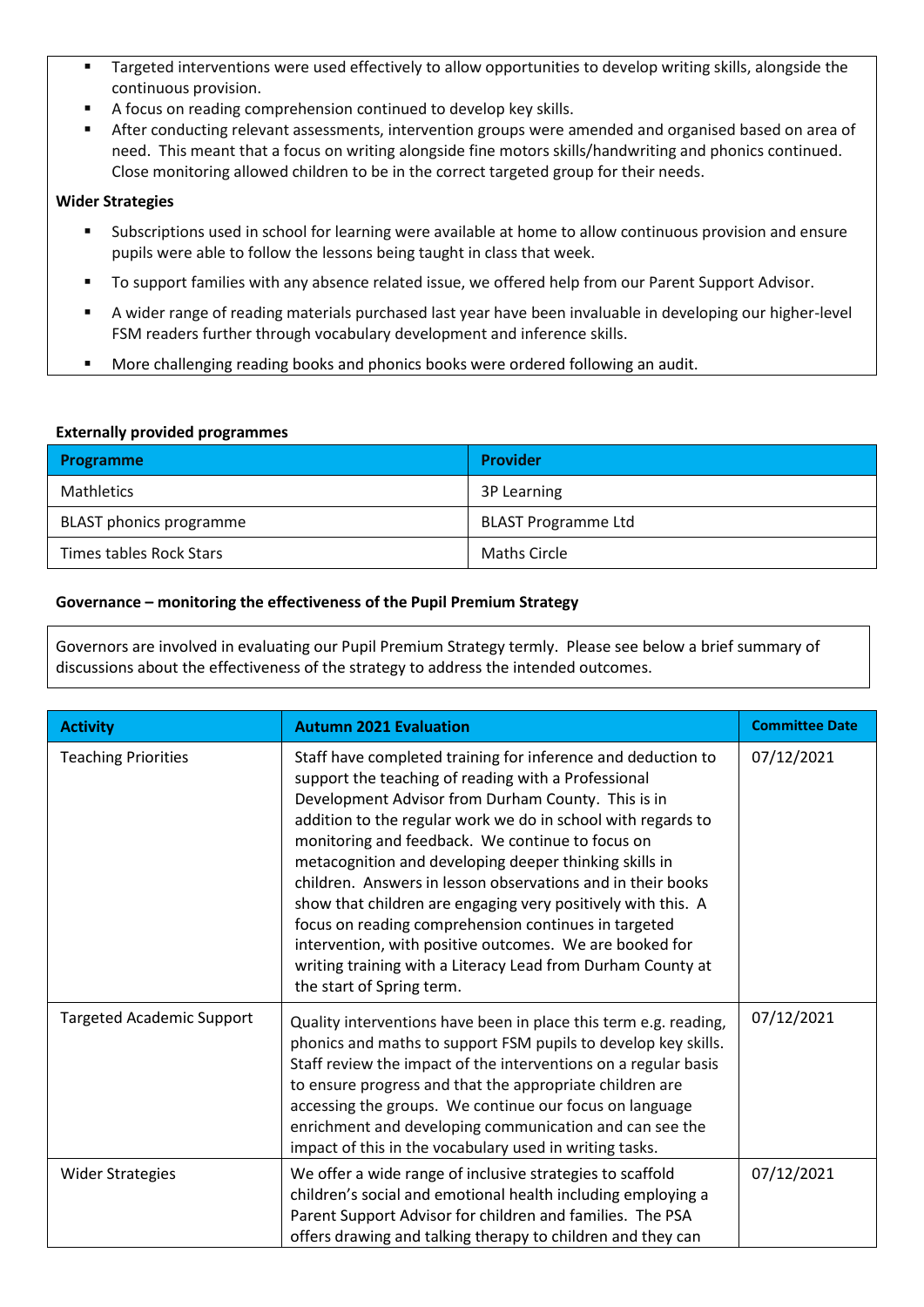- Targeted interventions were used effectively to allow opportunities to develop writing skills, alongside the continuous provision.
- A focus on reading comprehension continued to develop key skills.
- After conducting relevant assessments, intervention groups were amended and organised based on area of need. This meant that a focus on writing alongside fine motors skills/handwriting and phonics continued. Close monitoring allowed children to be in the correct targeted group for their needs.

**Wider Strategies**

- Subscriptions used in school for learning were available at home to allow continuous provision and ensure pupils were able to follow the lessons being taught in class that week.
- To support families with any absence related issue, we offered help from our Parent Support Advisor.
- A wider range of reading materials purchased last year have been invaluable in developing our higher-level FSM readers further through vocabulary development and inference skills.
- More challenging reading books and phonics books were ordered following an audit.

**Externally provided programmes**

| Programme | Provider |
|---|---|
| Mathletics | 3P Learning |
| BLAST phonics programme | BLAST Programme Ltd |
| Times tables Rock Stars | Maths Circle |

**Governance – monitoring the effectiveness of the Pupil Premium Strategy**

Governors are involved in evaluating our Pupil Premium Strategy termly. Please see below a brief summary of discussions about the effectiveness of the strategy to address the intended outcomes.

| Activity | Autumn 2021 Evaluation | Committee Date |
|---|---|---|
| Teaching Priorities | Staff have completed training for inference and deduction to support the teaching of reading with a Professional Development Advisor from Durham County. This is in addition to the regular work we do in school with regards to monitoring and feedback. We continue to focus on metacognition and developing deeper thinking skills in children. Answers in lesson observations and in their books show that children are engaging very positively with this. A focus on reading comprehension continues in targeted intervention, with positive outcomes. We are booked for writing training with a Literacy Lead from Durham County at the start of Spring term. | 07/12/2021 |
| Targeted Academic Support | Quality interventions have been in place this term e.g. reading, phonics and maths to support FSM pupils to develop key skills. Staff review the impact of the interventions on a regular basis to ensure progress and that the appropriate children are accessing the groups. We continue our focus on language enrichment and developing communication and can see the impact of this in the vocabulary used in writing tasks. | 07/12/2021 |
| Wider Strategies | We offer a wide range of inclusive strategies to scaffold children's social and emotional health including employing a Parent Support Advisor for children and families. The PSA offers drawing and talking therapy to children and they can | 07/12/2021 |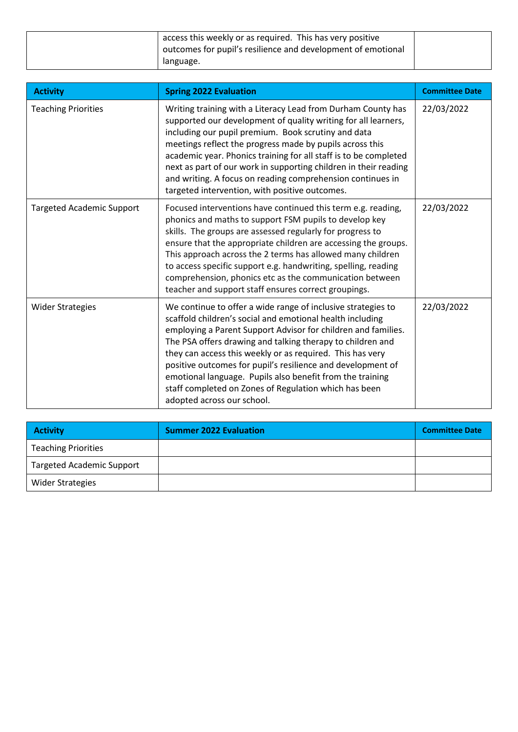| | | |
|---|---|---|
| | access this weekly or as required. This has very positive outcomes for pupil's resilience and development of emotional language. | |

| Activity | Spring 2022 Evaluation | Committee Date |
|---|---|---|
| Teaching Priorities | Writing training with a Literacy Lead from Durham County has supported our development of quality writing for all learners, including our pupil premium. Book scrutiny and data meetings reflect the progress made by pupils across this academic year. Phonics training for all staff is to be completed next as part of our work in supporting children in their reading and writing. A focus on reading comprehension continues in targeted intervention, with positive outcomes. | 22/03/2022 |
| Targeted Academic Support | Focused interventions have continued this term e.g. reading, phonics and maths to support FSM pupils to develop key skills. The groups are assessed regularly for progress to ensure that the appropriate children are accessing the groups. This approach across the 2 terms has allowed many children to access specific support e.g. handwriting, spelling, reading comprehension, phonics etc as the communication between teacher and support staff ensures correct groupings. | 22/03/2022 |
| Wider Strategies | We continue to offer a wide range of inclusive strategies to scaffold children's social and emotional health including employing a Parent Support Advisor for children and families. The PSA offers drawing and talking therapy to children and they can access this weekly or as required. This has very positive outcomes for pupil's resilience and development of emotional language. Pupils also benefit from the training staff completed on Zones of Regulation which has been adopted across our school. | 22/03/2022 |

| Activity | Summer 2022 Evaluation | Committee Date |
|---|---|---|
| Teaching Priorities | | |
| Targeted Academic Support | | |
| Wider Strategies | | |